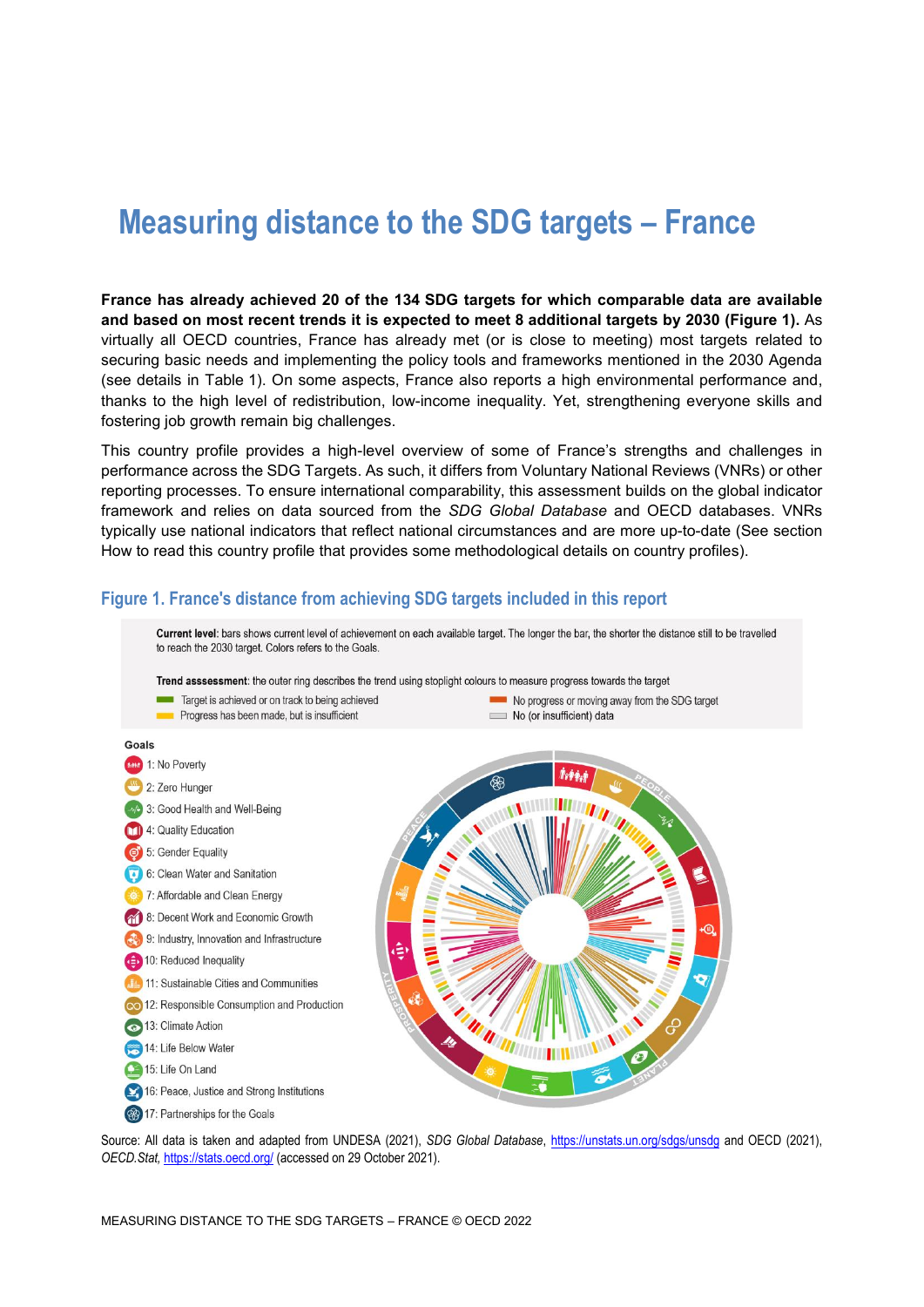# Measuring distance to the SDG targets – France

**France has already achieved 20 of the 134 SDG targets for which comparable data are available and based on most recent trends it is expected to meet 8 additional targets by 2030 (Figure 1).** As virtually all OECD countries, France has already met (or is close to meeting) most targets related to securing basic needs and implementing the policy tools and frameworks mentioned in the 2030 Agenda (see details in Table 1). On some aspects, France also reports a high environmental performance and, thanks to the high level of redistribution, low-income inequality. Yet, strengthening everyone skills and fostering job growth remain big challenges.

This country profile provides a high-level overview of some of France's strengths and challenges in performance across the SDG Targets. As such, it differs from Voluntary National Reviews (VNRs) or other reporting processes. To ensure international comparability, this assessment builds on the global indicator framework and relies on data sourced from the *SDG Global Database* and OECD databases. VNRs typically use national indicators that reflect national circumstances and are more up-to-date (See section How to read this country profile that provides some methodological details on country profiles).

## Figure 1. France's distance from achieving SDG targets included in this report

**Current level**: bars shows current level of achievement on each available target. The longer the bar, the shorter the distance still to be travelled to reach the 2030 target. Colors refers to the Goals.

**Trend assessment**: the outer ring describes the trend using stoplight colours to measure progress towards the target

- Target is achieved or on track to being achieved
- Progress has been made, but is insufficient
- No progress or moving away from the SDG target
- No (or insufficient) data

Goals

- 1: No Poverty
- 2: Zero Hunger
- 3: Good Health and Well-Being
- 4: Quality Education
- 5: Gender Equality
- 6: Clean Water and Sanitation
- 7: Affordable and Clean Energy
- 8: Decent Work and Economic Growth
- 9: Industry, Innovation and Infrastructure
- 10: Reduced Inequality
- 11: Sustainable Cities and Communities
- 12: Responsible Consumption and Production
- 13: Climate Action
- 14: Life Below Water
- 15: Life On Land
- 16: Peace, Justice and Strong Institutions
- 17: Partnerships for the Goals

Source: All data is taken and adapted from UNDESA (2021), *SDG Global Database*, https://unstats.un.org/sdgs/unsdg and OECD (2021), *OECD.Stat*, https://stats.oecd.org/ (accessed on 29 October 2021).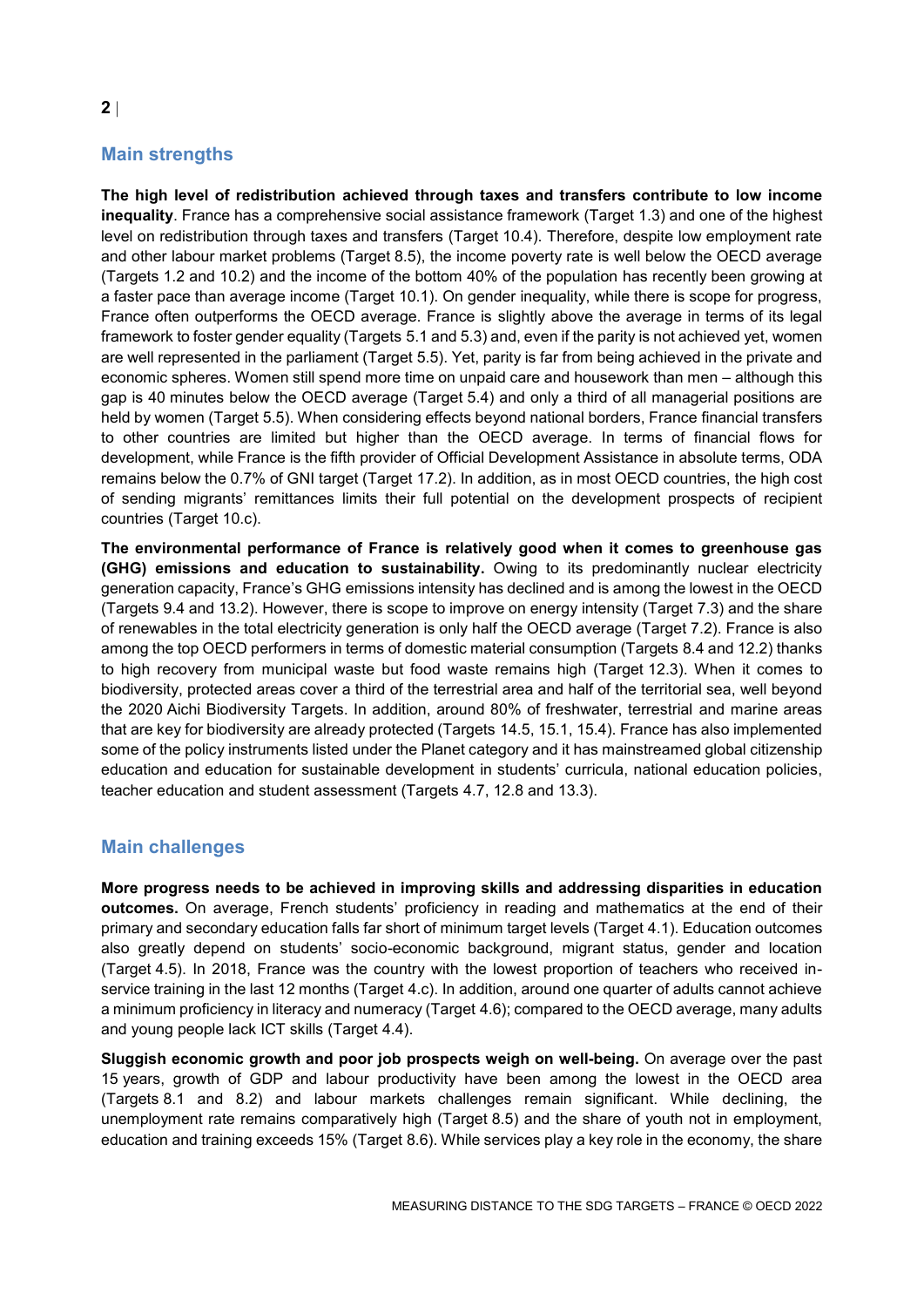## Main strengths

**The high level of redistribution achieved through taxes and transfers contribute to low income inequality**. France has a comprehensive social assistance framework (Target 1.3) and one of the highest level on redistribution through taxes and transfers (Target 10.4). Therefore, despite low employment rate and other labour market problems (Target 8.5), the income poverty rate is well below the OECD average (Targets 1.2 and 10.2) and the income of the bottom 40% of the population has recently been growing at a faster pace than average income (Target 10.1). On gender inequality, while there is scope for progress, France often outperforms the OECD average. France is slightly above the average in terms of its legal framework to foster gender equality (Targets 5.1 and 5.3) and, even if the parity is not achieved yet, women are well represented in the parliament (Target 5.5). Yet, parity is far from being achieved in the private and economic spheres. Women still spend more time on unpaid care and housework than men – although this gap is 40 minutes below the OECD average (Target 5.4) and only a third of all managerial positions are held by women (Target 5.5). When considering effects beyond national borders, France financial transfers to other countries are limited but higher than the OECD average. In terms of financial flows for development, while France is the fifth provider of Official Development Assistance in absolute terms, ODA remains below the 0.7% of GNI target (Target 17.2). In addition, as in most OECD countries, the high cost of sending migrants' remittances limits their full potential on the development prospects of recipient countries (Target 10.c).

**The environmental performance of France is relatively good when it comes to greenhouse gas (GHG) emissions and education to sustainability.** Owing to its predominantly nuclear electricity generation capacity, France's GHG emissions intensity has declined and is among the lowest in the OECD (Targets 9.4 and 13.2). However, there is scope to improve on energy intensity (Target 7.3) and the share of renewables in the total electricity generation is only half the OECD average (Target 7.2). France is also among the top OECD performers in terms of domestic material consumption (Targets 8.4 and 12.2) thanks to high recovery from municipal waste but food waste remains high (Target 12.3). When it comes to biodiversity, protected areas cover a third of the terrestrial area and half of the territorial sea, well beyond the 2020 Aichi Biodiversity Targets. In addition, around 80% of freshwater, terrestrial and marine areas that are key for biodiversity are already protected (Targets 14.5, 15.1, 15.4). France has also implemented some of the policy instruments listed under the Planet category and it has mainstreamed global citizenship education and education for sustainable development in students' curricula, national education policies, teacher education and student assessment (Targets 4.7, 12.8 and 13.3).

## Main challenges

**More progress needs to be achieved in improving skills and addressing disparities in education outcomes.** On average, French students' proficiency in reading and mathematics at the end of their primary and secondary education falls far short of minimum target levels (Target 4.1). Education outcomes also greatly depend on students' socio-economic background, migrant status, gender and location (Target 4.5). In 2018, France was the country with the lowest proportion of teachers who received in-service training in the last 12 months (Target 4.c). In addition, around one quarter of adults cannot achieve a minimum proficiency in literacy and numeracy (Target 4.6); compared to the OECD average, many adults and young people lack ICT skills (Target 4.4).

**Sluggish economic growth and poor job prospects weigh on well-being.** On average over the past 15 years, growth of GDP and labour productivity have been among the lowest in the OECD area (Targets 8.1 and 8.2) and labour markets challenges remain significant. While declining, the unemployment rate remains comparatively high (Target 8.5) and the share of youth not in employment, education and training exceeds 15% (Target 8.6). While services play a key role in the economy, the share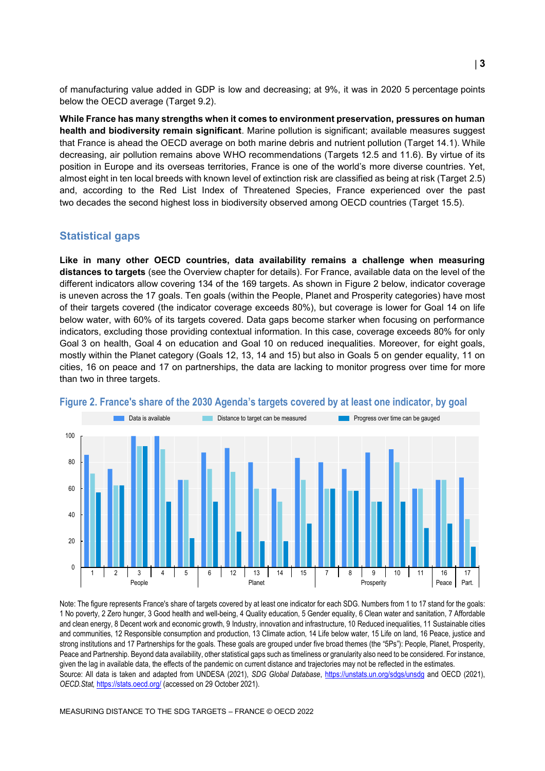of manufacturing value added in GDP is low and decreasing; at 9%, it was in 2020 5 percentage points below the OECD average (Target 9.2).

**While France has many strengths when it comes to environment preservation, pressures on human health and biodiversity remain significant**. Marine pollution is significant; available measures suggest that France is ahead the OECD average on both marine debris and nutrient pollution (Target 14.1). While decreasing, air pollution remains above WHO recommendations (Targets 12.5 and 11.6). By virtue of its position in Europe and its overseas territories, France is one of the world's more diverse countries. Yet, almost eight in ten local breeds with known level of extinction risk are classified as being at risk (Target 2.5) and, according to the Red List Index of Threatened Species, France experienced over the past two decades the second highest loss in biodiversity observed among OECD countries (Target 15.5).

## Statistical gaps

**Like in many other OECD countries, data availability remains a challenge when measuring distances to targets** (see the Overview chapter for details). For France, available data on the level of the different indicators allow covering 134 of the 169 targets. As shown in Figure 2 below, indicator coverage is uneven across the 17 goals. Ten goals (within the People, Planet and Prosperity categories) have most of their targets covered (the indicator coverage exceeds 80%), but coverage is lower for Goal 14 on life below water, with 60% of its targets covered. Data gaps become starker when focusing on performance indicators, excluding those providing contextual information. In this case, coverage exceeds 80% for only Goal 3 on health, Goal 4 on education and Goal 10 on reduced inequalities. Moreover, for eight goals, mostly within the Planet category (Goals 12, 13, 14 and 15) but also in Goals 5 on gender equality, 11 on cities, 16 on peace and 17 on partnerships, the data are lacking to monitor progress over time for more than two in three targets.

**Figure 2. France's share of the 2030 Agenda's targets covered by at least one indicator, by goal**

Note: The figure represents France's share of targets covered by at least one indicator for each SDG. Numbers from 1 to 17 stand for the goals: 1 No poverty, 2 Zero hunger, 3 Good health and well-being, 4 Quality education, 5 Gender equality, 6 Clean water and sanitation, 7 Affordable and clean energy, 8 Decent work and economic growth, 9 Industry, innovation and infrastructure, 10 Reduced inequalities, 11 Sustainable cities and communities, 12 Responsible consumption and production, 13 Climate action, 14 Life below water, 15 Life on land, 16 Peace, justice and strong institutions and 17 Partnerships for the goals. These goals are grouped under five broad themes (the "5Ps"): People, Planet, Prosperity, Peace and Partnership. Beyond data availability, other statistical gaps such as timeliness or granularity also need to be considered. For instance, given the lag in available data, the effects of the pandemic on current distance and trajectories may not be reflected in the estimates.

Source: All data is taken and adapted from UNDESA (2021), *SDG Global Database*, https://unstats.un.org/sdgs/unsdg and OECD (2021), *OECD.Stat*, https://stats.oecd.org/ (accessed on 29 October 2021).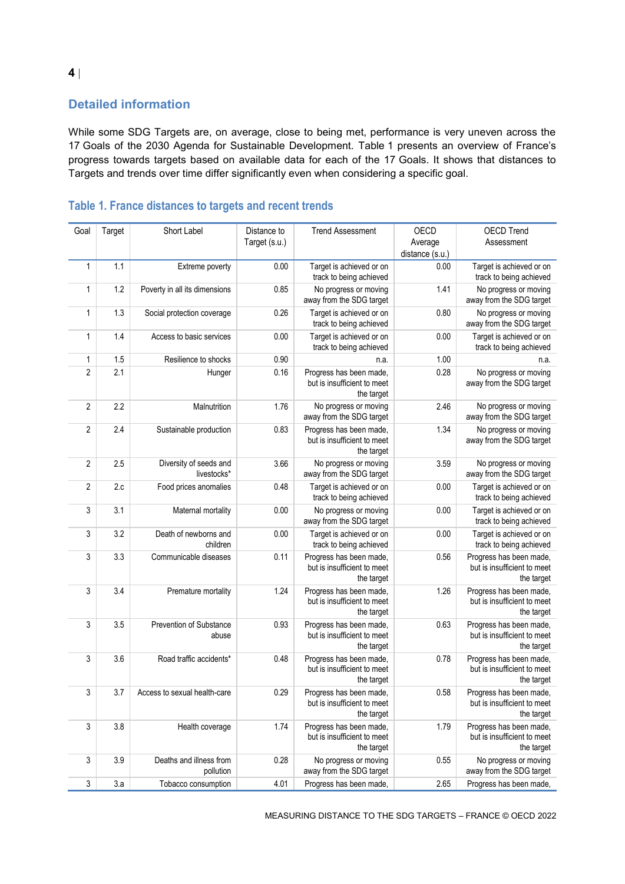## Detailed information

While some SDG Targets are, on average, close to being met, performance is very uneven across the 17 Goals of the 2030 Agenda for Sustainable Development. Table 1 presents an overview of France's progress towards targets based on available data for each of the 17 Goals. It shows that distances to Targets and trends over time differ significantly even when considering a specific goal.

### Table 1. France distances to targets and recent trends

| Goal | Target | Short Label | Distance to Target (s.u.) | Trend Assessment | OECD Average distance (s.u.) | OECD Trend Assessment |
|---|---|---|---|---|---|---|
| 1 | 1.1 | Extreme poverty | 0.00 | Target is achieved or on track to being achieved | 0.00 | Target is achieved or on track to being achieved |
| 1 | 1.2 | Poverty in all its dimensions | 0.85 | No progress or moving away from the SDG target | 1.41 | No progress or moving away from the SDG target |
| 1 | 1.3 | Social protection coverage | 0.26 | Target is achieved or on track to being achieved | 0.80 | No progress or moving away from the SDG target |
| 1 | 1.4 | Access to basic services | 0.00 | Target is achieved or on track to being achieved | 0.00 | Target is achieved or on track to being achieved |
| 1 | 1.5 | Resilience to shocks | 0.90 | n.a. | 1.00 | n.a. |
| 2 | 2.1 | Hunger | 0.16 | Progress has been made, but is insufficient to meet the target | 0.28 | No progress or moving away from the SDG target |
| 2 | 2.2 | Malnutrition | 1.76 | No progress or moving away from the SDG target | 2.46 | No progress or moving away from the SDG target |
| 2 | 2.4 | Sustainable production | 0.83 | Progress has been made, but is insufficient to meet the target | 1.34 | No progress or moving away from the SDG target |
| 2 | 2.5 | Diversity of seeds and livestocks* | 3.66 | No progress or moving away from the SDG target | 3.59 | No progress or moving away from the SDG target |
| 2 | 2.c | Food prices anomalies | 0.48 | Target is achieved or on track to being achieved | 0.00 | Target is achieved or on track to being achieved |
| 3 | 3.1 | Maternal mortality | 0.00 | No progress or moving away from the SDG target | 0.00 | Target is achieved or on track to being achieved |
| 3 | 3.2 | Death of newborns and children | 0.00 | Target is achieved or on track to being achieved | 0.00 | Target is achieved or on track to being achieved |
| 3 | 3.3 | Communicable diseases | 0.11 | Progress has been made, but is insufficient to meet the target | 0.56 | Progress has been made, but is insufficient to meet the target |
| 3 | 3.4 | Premature mortality | 1.24 | Progress has been made, but is insufficient to meet the target | 1.26 | Progress has been made, but is insufficient to meet the target |
| 3 | 3.5 | Prevention of Substance abuse | 0.93 | Progress has been made, but is insufficient to meet the target | 0.63 | Progress has been made, but is insufficient to meet the target |
| 3 | 3.6 | Road traffic accidents* | 0.48 | Progress has been made, but is insufficient to meet the target | 0.78 | Progress has been made, but is insufficient to meet the target |
| 3 | 3.7 | Access to sexual health-care | 0.29 | Progress has been made, but is insufficient to meet the target | 0.58 | Progress has been made, but is insufficient to meet the target |
| 3 | 3.8 | Health coverage | 1.74 | Progress has been made, but is insufficient to meet the target | 1.79 | Progress has been made, but is insufficient to meet the target |
| 3 | 3.9 | Deaths and illness from pollution | 0.28 | No progress or moving away from the SDG target | 0.55 | No progress or moving away from the SDG target |
| 3 | 3.a | Tobacco consumption | 4.01 | Progress has been made, | 2.65 | Progress has been made, |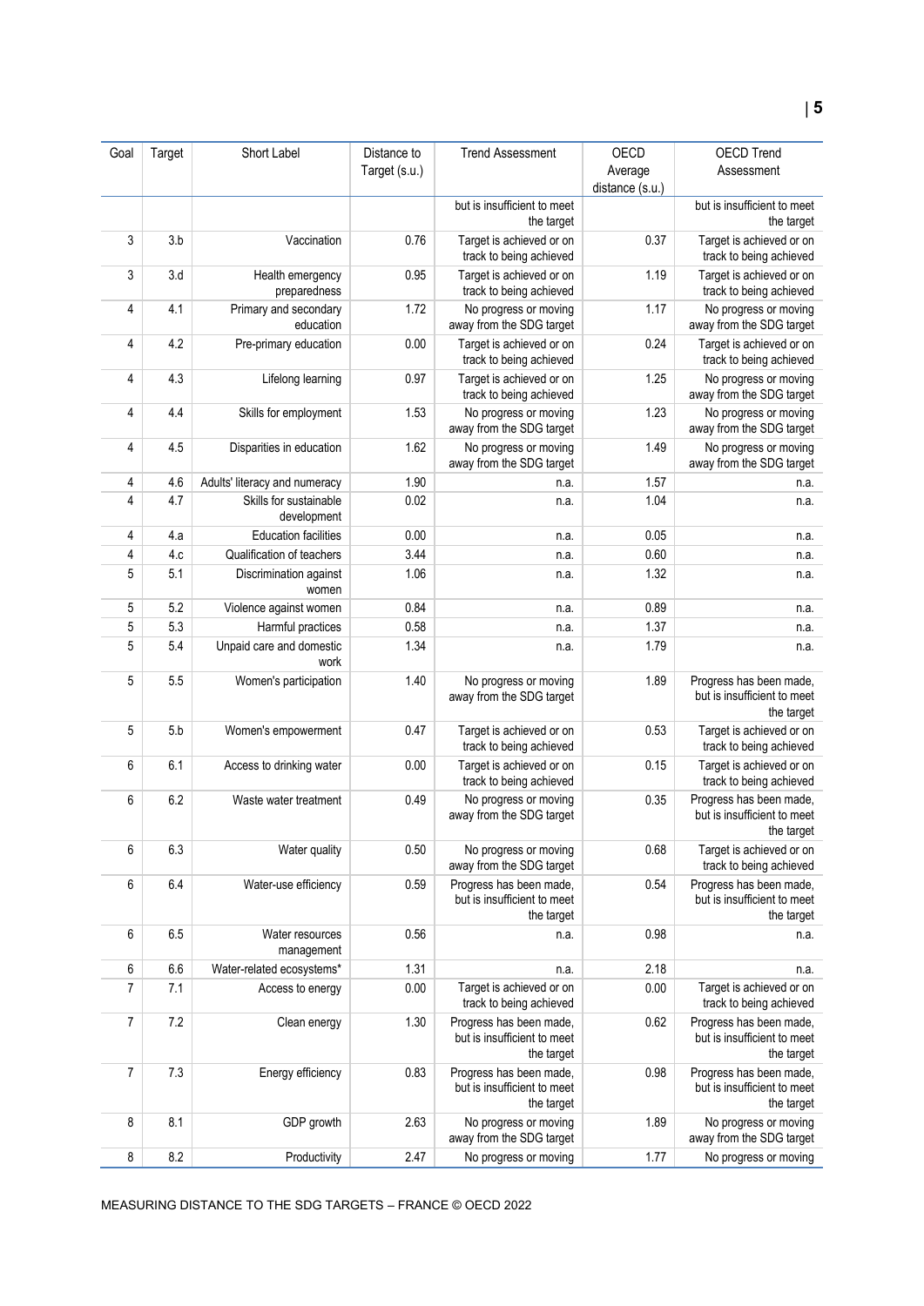| Goal | Target | Short Label | Distance to Target (s.u.) | Trend Assessment | OECD Average distance (s.u.) | OECD Trend Assessment |
|---|---|---|---|---|---|---|
| | | | | but is insufficient to meet the target | | but is insufficient to meet the target |
| 3 | 3.b | Vaccination | 0.76 | Target is achieved or on track to being achieved | 0.37 | Target is achieved or on track to being achieved |
| 3 | 3.d | Health emergency preparedness | 0.95 | Target is achieved or on track to being achieved | 1.19 | Target is achieved or on track to being achieved |
| 4 | 4.1 | Primary and secondary education | 1.72 | No progress or moving away from the SDG target | 1.17 | No progress or moving away from the SDG target |
| 4 | 4.2 | Pre-primary education | 0.00 | Target is achieved or on track to being achieved | 0.24 | Target is achieved or on track to being achieved |
| 4 | 4.3 | Lifelong learning | 0.97 | Target is achieved or on track to being achieved | 1.25 | No progress or moving away from the SDG target |
| 4 | 4.4 | Skills for employment | 1.53 | No progress or moving away from the SDG target | 1.23 | No progress or moving away from the SDG target |
| 4 | 4.5 | Disparities in education | 1.62 | No progress or moving away from the SDG target | 1.49 | No progress or moving away from the SDG target |
| 4 | 4.6 | Adults' literacy and numeracy | 1.90 | n.a. | 1.57 | n.a. |
| 4 | 4.7 | Skills for sustainable development | 0.02 | n.a. | 1.04 | n.a. |
| 4 | 4.a | Education facilities | 0.00 | n.a. | 0.05 | n.a. |
| 4 | 4.c | Qualification of teachers | 3.44 | n.a. | 0.60 | n.a. |
| 5 | 5.1 | Discrimination against women | 1.06 | n.a. | 1.32 | n.a. |
| 5 | 5.2 | Violence against women | 0.84 | n.a. | 0.89 | n.a. |
| 5 | 5.3 | Harmful practices | 0.58 | n.a. | 1.37 | n.a. |
| 5 | 5.4 | Unpaid care and domestic work | 1.34 | n.a. | 1.79 | n.a. |
| 5 | 5.5 | Women's participation | 1.40 | No progress or moving away from the SDG target | 1.89 | Progress has been made, but is insufficient to meet the target |
| 5 | 5.b | Women's empowerment | 0.47 | Target is achieved or on track to being achieved | 0.53 | Target is achieved or on track to being achieved |
| 6 | 6.1 | Access to drinking water | 0.00 | Target is achieved or on track to being achieved | 0.15 | Target is achieved or on track to being achieved |
| 6 | 6.2 | Waste water treatment | 0.49 | No progress or moving away from the SDG target | 0.35 | Progress has been made, but is insufficient to meet the target |
| 6 | 6.3 | Water quality | 0.50 | No progress or moving away from the SDG target | 0.68 | Target is achieved or on track to being achieved |
| 6 | 6.4 | Water-use efficiency | 0.59 | Progress has been made, but is insufficient to meet the target | 0.54 | Progress has been made, but is insufficient to meet the target |
| 6 | 6.5 | Water resources management | 0.56 | n.a. | 0.98 | n.a. |
| 6 | 6.6 | Water-related ecosystems* | 1.31 | n.a. | 2.18 | n.a. |
| 7 | 7.1 | Access to energy | 0.00 | Target is achieved or on track to being achieved | 0.00 | Target is achieved or on track to being achieved |
| 7 | 7.2 | Clean energy | 1.30 | Progress has been made, but is insufficient to meet the target | 0.62 | Progress has been made, but is insufficient to meet the target |
| 7 | 7.3 | Energy efficiency | 0.83 | Progress has been made, but is insufficient to meet the target | 0.98 | Progress has been made, but is insufficient to meet the target |
| 8 | 8.1 | GDP growth | 2.63 | No progress or moving away from the SDG target | 1.89 | No progress or moving away from the SDG target |
| 8 | 8.2 | Productivity | 2.47 | No progress or moving | 1.77 | No progress or moving |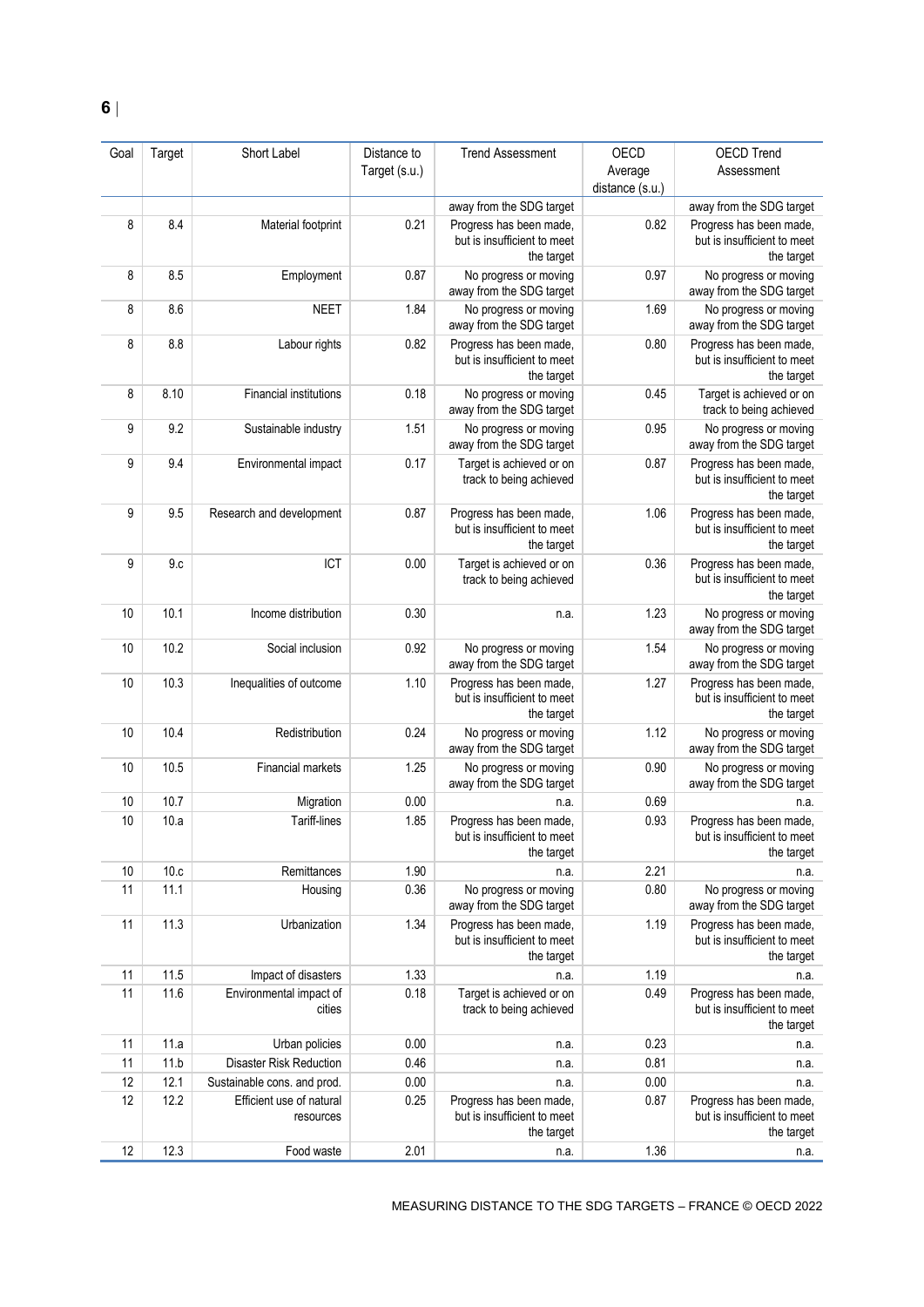| Goal | Target | Short Label | Distance to Target (s.u.) | Trend Assessment | OECD Average distance (s.u.) | OECD Trend Assessment |
|---|---|---|---|---|---|---|
| | | | | away from the SDG target | | away from the SDG target |
| 8 | 8.4 | Material footprint | 0.21 | Progress has been made, but is insufficient to meet the target | 0.82 | Progress has been made, but is insufficient to meet the target |
| 8 | 8.5 | Employment | 0.87 | No progress or moving away from the SDG target | 0.97 | No progress or moving away from the SDG target |
| 8 | 8.6 | NEET | 1.84 | No progress or moving away from the SDG target | 1.69 | No progress or moving away from the SDG target |
| 8 | 8.8 | Labour rights | 0.82 | Progress has been made, but is insufficient to meet the target | 0.80 | Progress has been made, but is insufficient to meet the target |
| 8 | 8.10 | Financial institutions | 0.18 | No progress or moving away from the SDG target | 0.45 | Target is achieved or on track to being achieved |
| 9 | 9.2 | Sustainable industry | 1.51 | No progress or moving away from the SDG target | 0.95 | No progress or moving away from the SDG target |
| 9 | 9.4 | Environmental impact | 0.17 | Target is achieved or on track to being achieved | 0.87 | Progress has been made, but is insufficient to meet the target |
| 9 | 9.5 | Research and development | 0.87 | Progress has been made, but is insufficient to meet the target | 1.06 | Progress has been made, but is insufficient to meet the target |
| 9 | 9.c | ICT | 0.00 | Target is achieved or on track to being achieved | 0.36 | Progress has been made, but is insufficient to meet the target |
| 10 | 10.1 | Income distribution | 0.30 | n.a. | 1.23 | No progress or moving away from the SDG target |
| 10 | 10.2 | Social inclusion | 0.92 | No progress or moving away from the SDG target | 1.54 | No progress or moving away from the SDG target |
| 10 | 10.3 | Inequalities of outcome | 1.10 | Progress has been made, but is insufficient to meet the target | 1.27 | Progress has been made, but is insufficient to meet the target |
| 10 | 10.4 | Redistribution | 0.24 | No progress or moving away from the SDG target | 1.12 | No progress or moving away from the SDG target |
| 10 | 10.5 | Financial markets | 1.25 | No progress or moving away from the SDG target | 0.90 | No progress or moving away from the SDG target |
| 10 | 10.7 | Migration | 0.00 | n.a. | 0.69 | n.a. |
| 10 | 10.a | Tariff-lines | 1.85 | Progress has been made, but is insufficient to meet the target | 0.93 | Progress has been made, but is insufficient to meet the target |
| 10 | 10.c | Remittances | 1.90 | n.a. | 2.21 | n.a. |
| 11 | 11.1 | Housing | 0.36 | No progress or moving away from the SDG target | 0.80 | No progress or moving away from the SDG target |
| 11 | 11.3 | Urbanization | 1.34 | Progress has been made, but is insufficient to meet the target | 1.19 | Progress has been made, but is insufficient to meet the target |
| 11 | 11.5 | Impact of disasters | 1.33 | n.a. | 1.19 | n.a. |
| 11 | 11.6 | Environmental impact of cities | 0.18 | Target is achieved or on track to being achieved | 0.49 | Progress has been made, but is insufficient to meet the target |
| 11 | 11.a | Urban policies | 0.00 | n.a. | 0.23 | n.a. |
| 11 | 11.b | Disaster Risk Reduction | 0.46 | n.a. | 0.81 | n.a. |
| 12 | 12.1 | Sustainable cons. and prod. | 0.00 | n.a. | 0.00 | n.a. |
| 12 | 12.2 | Efficient use of natural resources | 0.25 | Progress has been made, but is insufficient to meet the target | 0.87 | Progress has been made, but is insufficient to meet the target |
| 12 | 12.3 | Food waste | 2.01 | n.a. | 1.36 | n.a. |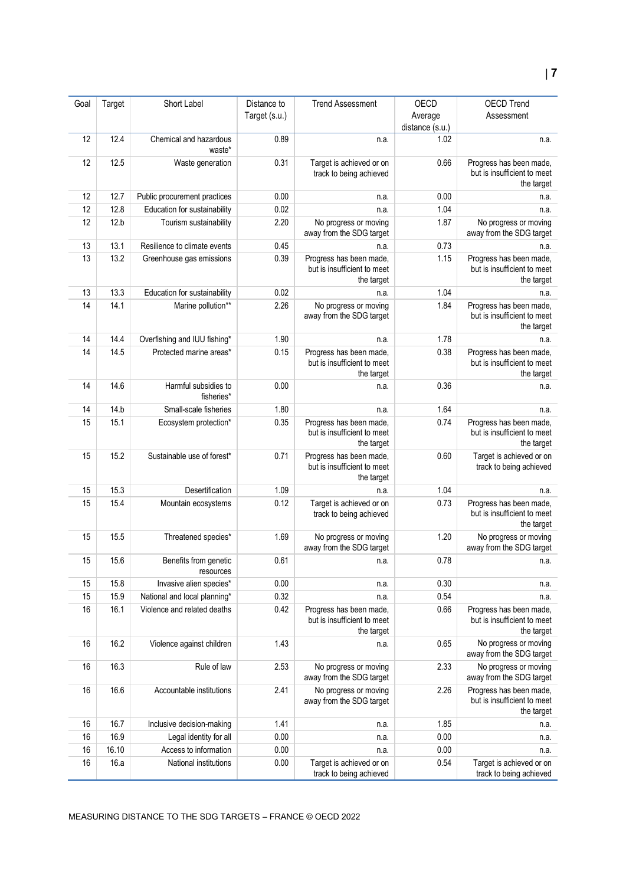| Goal | Target | Short Label | Distance to Target (s.u.) | Trend Assessment | OECD Average distance (s.u.) | OECD Trend Assessment |
|---|---|---|---|---|---|---|
| 12 | 12.4 | Chemical and hazardous waste* | 0.89 | n.a. | 1.02 | n.a. |
| 12 | 12.5 | Waste generation | 0.31 | Target is achieved or on track to being achieved | 0.66 | Progress has been made, but is insufficient to meet the target |
| 12 | 12.7 | Public procurement practices | 0.00 | n.a. | 0.00 | n.a. |
| 12 | 12.8 | Education for sustainability | 0.02 | n.a. | 1.04 | n.a. |
| 12 | 12.b | Tourism sustainability | 2.20 | No progress or moving away from the SDG target | 1.87 | No progress or moving away from the SDG target |
| 13 | 13.1 | Resilience to climate events | 0.45 | n.a. | 0.73 | n.a. |
| 13 | 13.2 | Greenhouse gas emissions | 0.39 | Progress has been made, but is insufficient to meet the target | 1.15 | Progress has been made, but is insufficient to meet the target |
| 13 | 13.3 | Education for sustainability | 0.02 | n.a. | 1.04 | n.a. |
| 14 | 14.1 | Marine pollution** | 2.26 | No progress or moving away from the SDG target | 1.84 | Progress has been made, but is insufficient to meet the target |
| 14 | 14.4 | Overfishing and IUU fishing* | 1.90 | n.a. | 1.78 | n.a. |
| 14 | 14.5 | Protected marine areas* | 0.15 | Progress has been made, but is insufficient to meet the target | 0.38 | Progress has been made, but is insufficient to meet the target |
| 14 | 14.6 | Harmful subsidies to fisheries* | 0.00 | n.a. | 0.36 | n.a. |
| 14 | 14.b | Small-scale fisheries | 1.80 | n.a. | 1.64 | n.a. |
| 15 | 15.1 | Ecosystem protection* | 0.35 | Progress has been made, but is insufficient to meet the target | 0.74 | Progress has been made, but is insufficient to meet the target |
| 15 | 15.2 | Sustainable use of forest* | 0.71 | Progress has been made, but is insufficient to meet the target | 0.60 | Target is achieved or on track to being achieved |
| 15 | 15.3 | Desertification | 1.09 | n.a. | 1.04 | n.a. |
| 15 | 15.4 | Mountain ecosystems | 0.12 | Target is achieved or on track to being achieved | 0.73 | Progress has been made, but is insufficient to meet the target |
| 15 | 15.5 | Threatened species* | 1.69 | No progress or moving away from the SDG target | 1.20 | No progress or moving away from the SDG target |
| 15 | 15.6 | Benefits from genetic resources | 0.61 | n.a. | 0.78 | n.a. |
| 15 | 15.8 | Invasive alien species* | 0.00 | n.a. | 0.30 | n.a. |
| 15 | 15.9 | National and local planning* | 0.32 | n.a. | 0.54 | n.a. |
| 16 | 16.1 | Violence and related deaths | 0.42 | Progress has been made, but is insufficient to meet the target | 0.66 | Progress has been made, but is insufficient to meet the target |
| 16 | 16.2 | Violence against children | 1.43 | n.a. | 0.65 | No progress or moving away from the SDG target |
| 16 | 16.3 | Rule of law | 2.53 | No progress or moving away from the SDG target | 2.33 | No progress or moving away from the SDG target |
| 16 | 16.6 | Accountable institutions | 2.41 | No progress or moving away from the SDG target | 2.26 | Progress has been made, but is insufficient to meet the target |
| 16 | 16.7 | Inclusive decision-making | 1.41 | n.a. | 1.85 | n.a. |
| 16 | 16.9 | Legal identity for all | 0.00 | n.a. | 0.00 | n.a. |
| 16 | 16.10 | Access to information | 0.00 | n.a. | 0.00 | n.a. |
| 16 | 16.a | National institutions | 0.00 | Target is achieved or on track to being achieved | 0.54 | Target is achieved or on track to being achieved |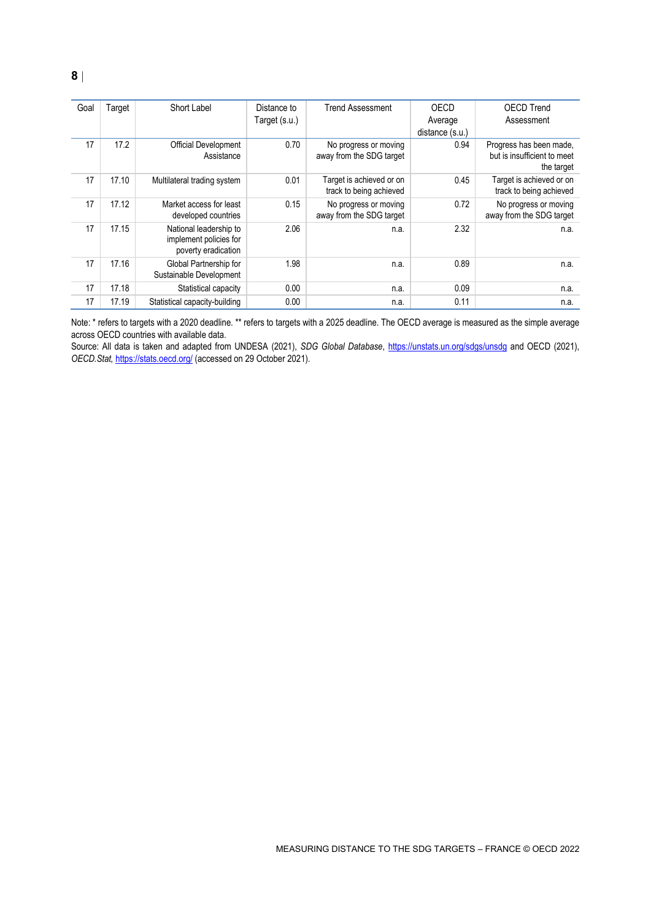| Goal | Target | Short Label | Distance to Target (s.u.) | Trend Assessment | OECD Average distance (s.u.) | OECD Trend Assessment |
|---|---|---|---|---|---|---|
| 17 | 17.2 | Official Development Assistance | 0.70 | No progress or moving away from the SDG target | 0.94 | Progress has been made, but is insufficient to meet the target |
| 17 | 17.10 | Multilateral trading system | 0.01 | Target is achieved or on track to being achieved | 0.45 | Target is achieved or on track to being achieved |
| 17 | 17.12 | Market access for least developed countries | 0.15 | No progress or moving away from the SDG target | 0.72 | No progress or moving away from the SDG target |
| 17 | 17.15 | National leadership to implement policies for poverty eradication | 2.06 | n.a. | 2.32 | n.a. |
| 17 | 17.16 | Global Partnership for Sustainable Development | 1.98 | n.a. | 0.89 | n.a. |
| 17 | 17.18 | Statistical capacity | 0.00 | n.a. | 0.09 | n.a. |
| 17 | 17.19 | Statistical capacity-building | 0.00 | n.a. | 0.11 | n.a. |

Note: * refers to targets with a 2020 deadline. ** refers to targets with a 2025 deadline. The OECD average is measured as the simple average across OECD countries with available data.

Source: All data is taken and adapted from UNDESA (2021), *SDG Global Database*, https://unstats.un.org/sdgs/unsdg and OECD (2021), *OECD.Stat*, https://stats.oecd.org/ (accessed on 29 October 2021).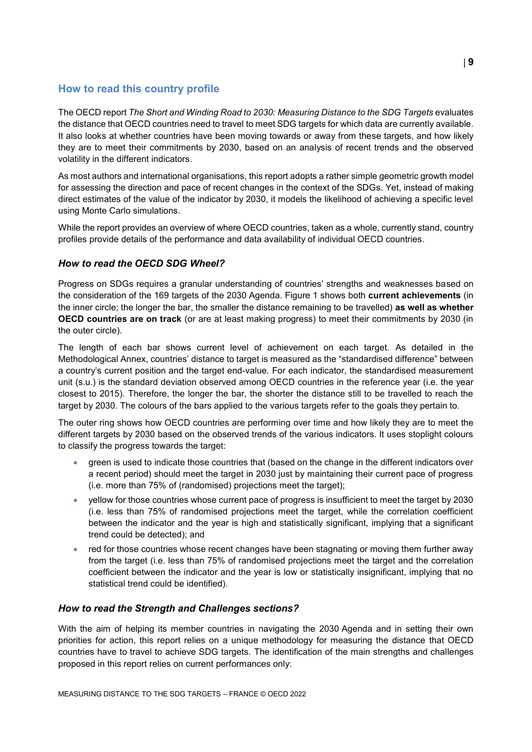## How to read this country profile

The OECD report *The Short and Winding Road to 2030: Measuring Distance to the SDG Targets* evaluates the distance that OECD countries need to travel to meet SDG targets for which data are currently available. It also looks at whether countries have been moving towards or away from these targets, and how likely they are to meet their commitments by 2030, based on an analysis of recent trends and the observed volatility in the different indicators.

As most authors and international organisations, this report adopts a rather simple geometric growth model for assessing the direction and pace of recent changes in the context of the SDGs. Yet, instead of making direct estimates of the value of the indicator by 2030, it models the likelihood of achieving a specific level using Monte Carlo simulations.

While the report provides an overview of where OECD countries, taken as a whole, currently stand, country profiles provide details of the performance and data availability of individual OECD countries.

### *How to read the OECD SDG Wheel?*

Progress on SDGs requires a granular understanding of countries' strengths and weaknesses based on the consideration of the 169 targets of the 2030 Agenda. Figure 1 shows both **current achievements** (in the inner circle; the longer the bar, the smaller the distance remaining to be travelled) **as well as whether OECD countries are on track** (or are at least making progress) to meet their commitments by 2030 (in the outer circle).

The length of each bar shows current level of achievement on each target. As detailed in the Methodological Annex, countries' distance to target is measured as the "standardised difference" between a country's current position and the target end-value. For each indicator, the standardised measurement unit (s.u.) is the standard deviation observed among OECD countries in the reference year (i.e. the year closest to 2015). Therefore, the longer the bar, the shorter the distance still to be travelled to reach the target by 2030. The colours of the bars applied to the various targets refer to the goals they pertain to.

The outer ring shows how OECD countries are performing over time and how likely they are to meet the different targets by 2030 based on the observed trends of the various indicators. It uses stoplight colours to classify the progress towards the target:

- green is used to indicate those countries that (based on the change in the different indicators over a recent period) should meet the target in 2030 just by maintaining their current pace of progress (i.e. more than 75% of (randomised) projections meet the target);
- yellow for those countries whose current pace of progress is insufficient to meet the target by 2030 (i.e. less than 75% of randomised projections meet the target, while the correlation coefficient between the indicator and the year is high and statistically significant, implying that a significant trend could be detected); and
- red for those countries whose recent changes have been stagnating or moving them further away from the target (i.e. less than 75% of randomised projections meet the target and the correlation coefficient between the indicator and the year is low or statistically insignificant, implying that no statistical trend could be identified).

### *How to read the Strength and Challenges sections?*

With the aim of helping its member countries in navigating the 2030 Agenda and in setting their own priorities for action, this report relies on a unique methodology for measuring the distance that OECD countries have to travel to achieve SDG targets. The identification of the main strengths and challenges proposed in this report relies on current performances only: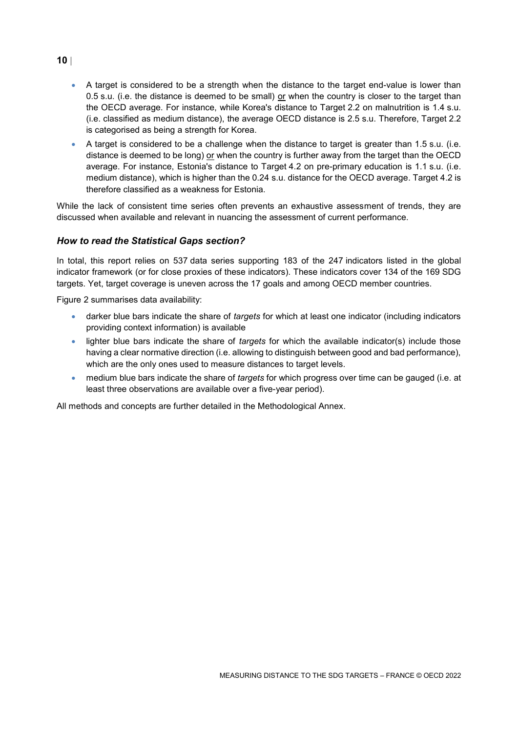- A target is considered to be a strength when the distance to the target end-value is lower than 0.5 s.u. (i.e. the distance is deemed to be small) or when the country is closer to the target than the OECD average. For instance, while Korea's distance to Target 2.2 on malnutrition is 1.4 s.u. (i.e. classified as medium distance), the average OECD distance is 2.5 s.u. Therefore, Target 2.2 is categorised as being a strength for Korea.
- A target is considered to be a challenge when the distance to target is greater than 1.5 s.u. (i.e. distance is deemed to be long) or when the country is further away from the target than the OECD average. For instance, Estonia's distance to Target 4.2 on pre-primary education is 1.1 s.u. (i.e. medium distance), which is higher than the 0.24 s.u. distance for the OECD average. Target 4.2 is therefore classified as a weakness for Estonia.

While the lack of consistent time series often prevents an exhaustive assessment of trends, they are discussed when available and relevant in nuancing the assessment of current performance.

### *How to read the Statistical Gaps section?*

In total, this report relies on 537 data series supporting 183 of the 247 indicators listed in the global indicator framework (or for close proxies of these indicators). These indicators cover 134 of the 169 SDG targets. Yet, target coverage is uneven across the 17 goals and among OECD member countries.

Figure 2 summarises data availability:

- darker blue bars indicate the share of *targets* for which at least one indicator (including indicators providing context information) is available
- lighter blue bars indicate the share of *targets* for which the available indicator(s) include those having a clear normative direction (i.e. allowing to distinguish between good and bad performance), which are the only ones used to measure distances to target levels.
- medium blue bars indicate the share of *targets* for which progress over time can be gauged (i.e. at least three observations are available over a five-year period).

All methods and concepts are further detailed in the Methodological Annex.